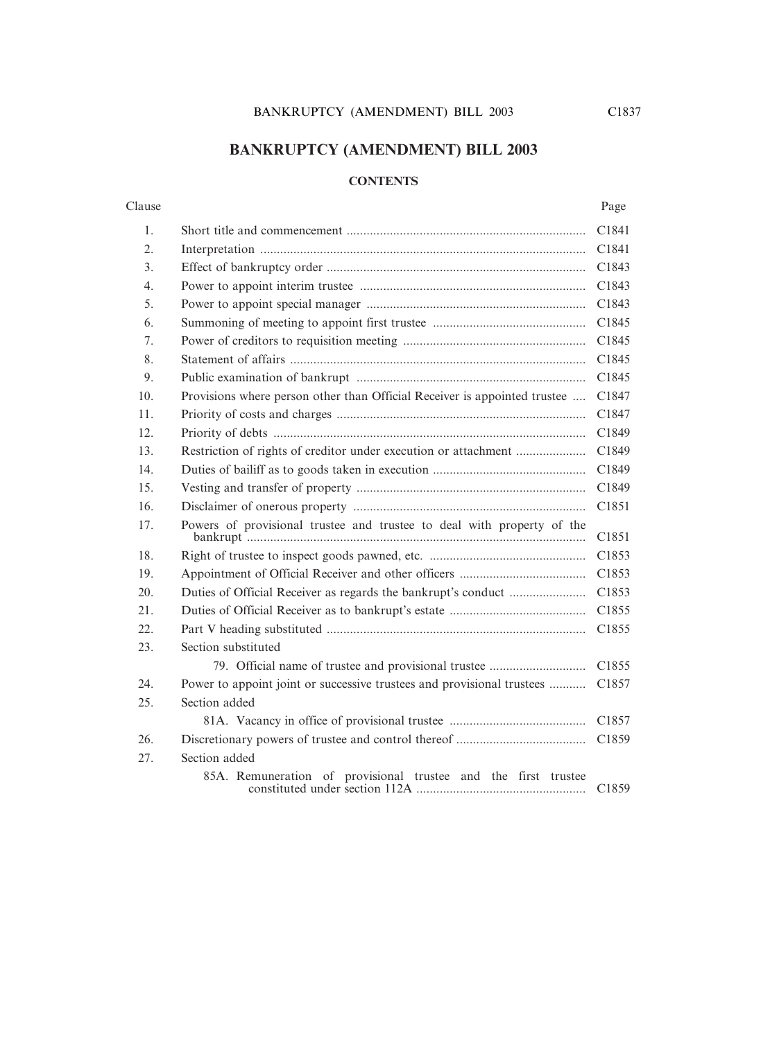# BANKRUPTCY (AMENDMENT) BILL 2003

## CONTENTS

| Clause | | Page |
|---|---|---|
| 1. | Short title and commencement | C1841 |
| 2. | Interpretation | C1841 |
| 3. | Effect of bankruptcy order | C1843 |
| 4. | Power to appoint interim trustee | C1843 |
| 5. | Power to appoint special manager | C1843 |
| 6. | Summoning of meeting to appoint first trustee | C1845 |
| 7. | Power of creditors to requisition meeting | C1845 |
| 8. | Statement of affairs | C1845 |
| 9. | Public examination of bankrupt | C1845 |
| 10. | Provisions where person other than Official Receiver is appointed trustee | C1847 |
| 11. | Priority of costs and charges | C1847 |
| 12. | Priority of debts | C1849 |
| 13. | Restriction of rights of creditor under execution or attachment | C1849 |
| 14. | Duties of bailiff as to goods taken in execution | C1849 |
| 15. | Vesting and transfer of property | C1849 |
| 16. | Disclaimer of onerous property | C1851 |
| 17. | Powers of provisional trustee and trustee to deal with property of the bankrupt | C1851 |
| 18. | Right of trustee to inspect goods pawned, etc. | C1853 |
| 19. | Appointment of Official Receiver and other officers | C1853 |
| 20. | Duties of Official Receiver as regards the bankrupt's conduct | C1853 |
| 21. | Duties of Official Receiver as to bankrupt's estate | C1855 |
| 22. | Part V heading substituted | C1855 |
| 23. | Section substituted | |
| | 79. Official name of trustee and provisional trustee | C1855 |
| 24. | Power to appoint joint or successive trustees and provisional trustees | C1857 |
| 25. | Section added | |
| | 81A. Vacancy in office of provisional trustee | C1857 |
| 26. | Discretionary powers of trustee and control thereof | C1859 |
| 27. | Section added | |
| | 85A. Remuneration of provisional trustee and the first trustee constituted under section 112A | C1859 |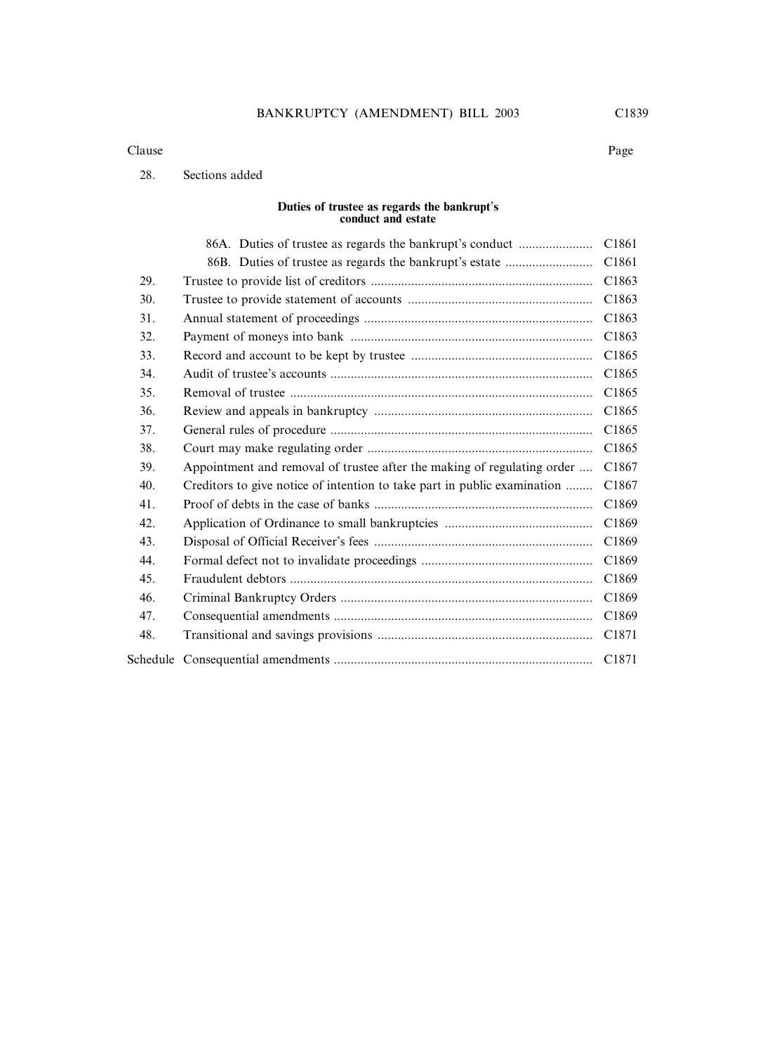| Clause | | Page |
|---|---|---|
| 28. | Sections added | |
| | **Duties of trustee as regards the bankrupt's conduct and estate** | |
| | 86A. Duties of trustee as regards the bankrupt's conduct | C1861 |
| | 86B. Duties of trustee as regards the bankrupt's estate | C1861 |
| 29. | Trustee to provide list of creditors | C1863 |
| 30. | Trustee to provide statement of accounts | C1863 |
| 31. | Annual statement of proceedings | C1863 |
| 32. | Payment of moneys into bank | C1863 |
| 33. | Record and account to be kept by trustee | C1865 |
| 34. | Audit of trustee's accounts | C1865 |
| 35. | Removal of trustee | C1865 |
| 36. | Review and appeals in bankruptcy | C1865 |
| 37. | General rules of procedure | C1865 |
| 38. | Court may make regulating order | C1865 |
| 39. | Appointment and removal of trustee after the making of regulating order | C1867 |
| 40. | Creditors to give notice of intention to take part in public examination | C1867 |
| 41. | Proof of debts in the case of banks | C1869 |
| 42. | Application of Ordinance to small bankruptcies | C1869 |
| 43. | Disposal of Official Receiver's fees | C1869 |
| 44. | Formal defect not to invalidate proceedings | C1869 |
| 45. | Fraudulent debtors | C1869 |
| 46. | Criminal Bankruptcy Orders | C1869 |
| 47. | Consequential amendments | C1869 |
| 48. | Transitional and savings provisions | C1871 |
| Schedule | Consequential amendments | C1871 |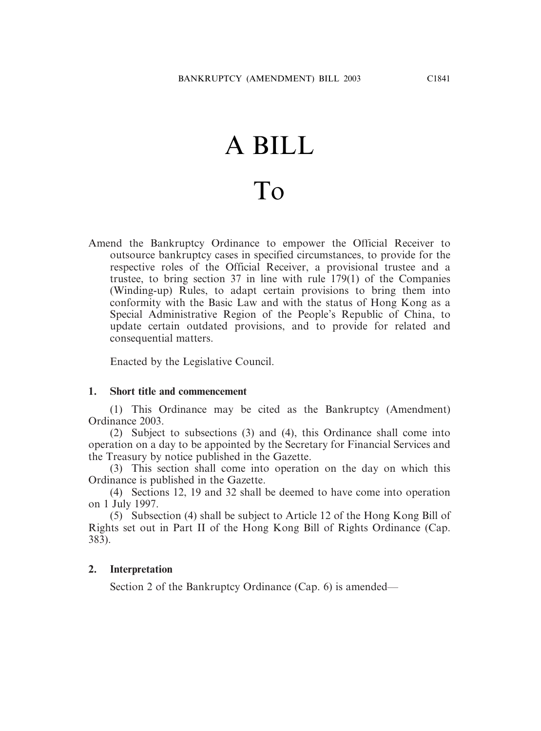# A BILL

# To

Amend the Bankruptcy Ordinance to empower the Official Receiver to outsource bankruptcy cases in specified circumstances, to provide for the respective roles of the Official Receiver, a provisional trustee and a trustee, to bring section 37 in line with rule 179(1) of the Companies (Winding-up) Rules, to adapt certain provisions to bring them into conformity with the Basic Law and with the status of Hong Kong as a Special Administrative Region of the People's Republic of China, to update certain outdated provisions, and to provide for related and consequential matters.

Enacted by the Legislative Council.

**1. Short title and commencement**

(1) This Ordinance may be cited as the Bankruptcy (Amendment) Ordinance 2003.

(2) Subject to subsections (3) and (4), this Ordinance shall come into operation on a day to be appointed by the Secretary for Financial Services and the Treasury by notice published in the Gazette.

(3) This section shall come into operation on the day on which this Ordinance is published in the Gazette.

(4) Sections 12, 19 and 32 shall be deemed to have come into operation on 1 July 1997.

(5) Subsection (4) shall be subject to Article 12 of the Hong Kong Bill of Rights set out in Part II of the Hong Kong Bill of Rights Ordinance (Cap. 383).

**2. Interpretation**

Section 2 of the Bankruptcy Ordinance (Cap. 6) is amended—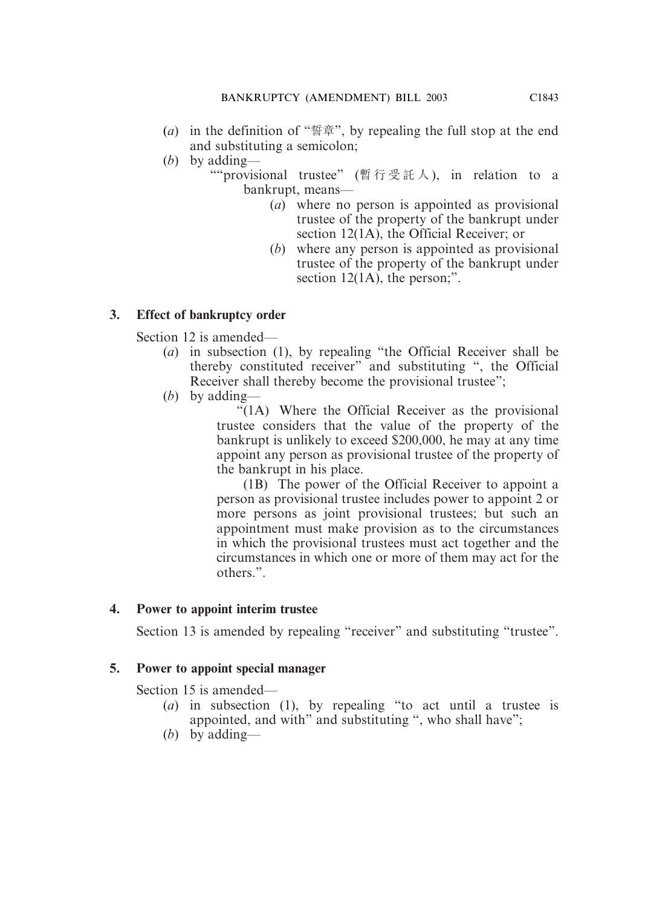(*a*) in the definition of "誓章", by repealing the full stop at the end and substituting a semicolon;

(*b*) by adding—

""provisional trustee" (暫行受託人), in relation to a bankrupt, means—

(*a*) where no person is appointed as provisional trustee of the property of the bankrupt under section 12(1A), the Official Receiver; or

(*b*) where any person is appointed as provisional trustee of the property of the bankrupt under section 12(1A), the person;".

**3. Effect of bankruptcy order**

Section 12 is amended—

(*a*) in subsection (1), by repealing "the Official Receiver shall be thereby constituted receiver" and substituting ", the Official Receiver shall thereby become the provisional trustee";

(*b*) by adding—

"(1A) Where the Official Receiver as the provisional trustee considers that the value of the property of the bankrupt is unlikely to exceed $200,000, he may at any time appoint any person as provisional trustee of the property of the bankrupt in his place.

(1B) The power of the Official Receiver to appoint a person as provisional trustee includes power to appoint 2 or more persons as joint provisional trustees; but such an appointment must make provision as to the circumstances in which the provisional trustees must act together and the circumstances in which one or more of them may act for the others.".

**4. Power to appoint interim trustee**

Section 13 is amended by repealing "receiver" and substituting "trustee".

**5. Power to appoint special manager**

Section 15 is amended—

(*a*) in subsection (1), by repealing "to act until a trustee is appointed, and with" and substituting ", who shall have";

(*b*) by adding—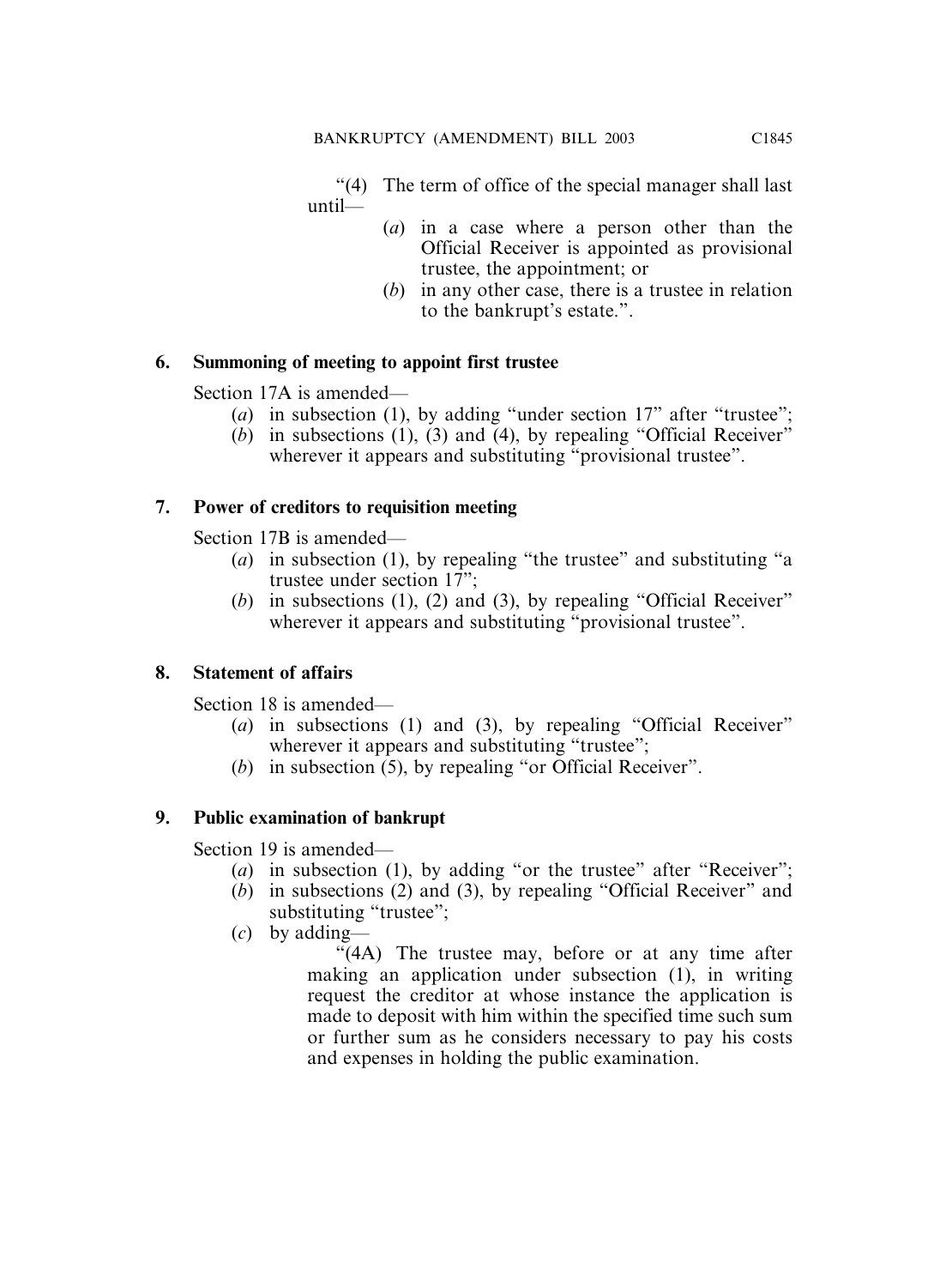"(4) The term of office of the special manager shall last until—

(*a*) in a case where a person other than the Official Receiver is appointed as provisional trustee, the appointment; or

(*b*) in any other case, there is a trustee in relation to the bankrupt's estate.".

**6. Summoning of meeting to appoint first trustee**

Section 17A is amended—

(*a*) in subsection (1), by adding "under section 17" after "trustee";

(*b*) in subsections (1), (3) and (4), by repealing "Official Receiver" wherever it appears and substituting "provisional trustee".

**7. Power of creditors to requisition meeting**

Section 17B is amended—

(*a*) in subsection (1), by repealing "the trustee" and substituting "a trustee under section 17";

(*b*) in subsections (1), (2) and (3), by repealing "Official Receiver" wherever it appears and substituting "provisional trustee".

**8. Statement of affairs**

Section 18 is amended—

(*a*) in subsections (1) and (3), by repealing "Official Receiver" wherever it appears and substituting "trustee";

(*b*) in subsection (5), by repealing "or Official Receiver".

**9. Public examination of bankrupt**

Section 19 is amended—

(*a*) in subsection (1), by adding "or the trustee" after "Receiver";

(*b*) in subsections (2) and (3), by repealing "Official Receiver" and substituting "trustee";

(*c*) by adding—

"(4A) The trustee may, before or at any time after making an application under subsection (1), in writing request the creditor at whose instance the application is made to deposit with him within the specified time such sum or further sum as he considers necessary to pay his costs and expenses in holding the public examination.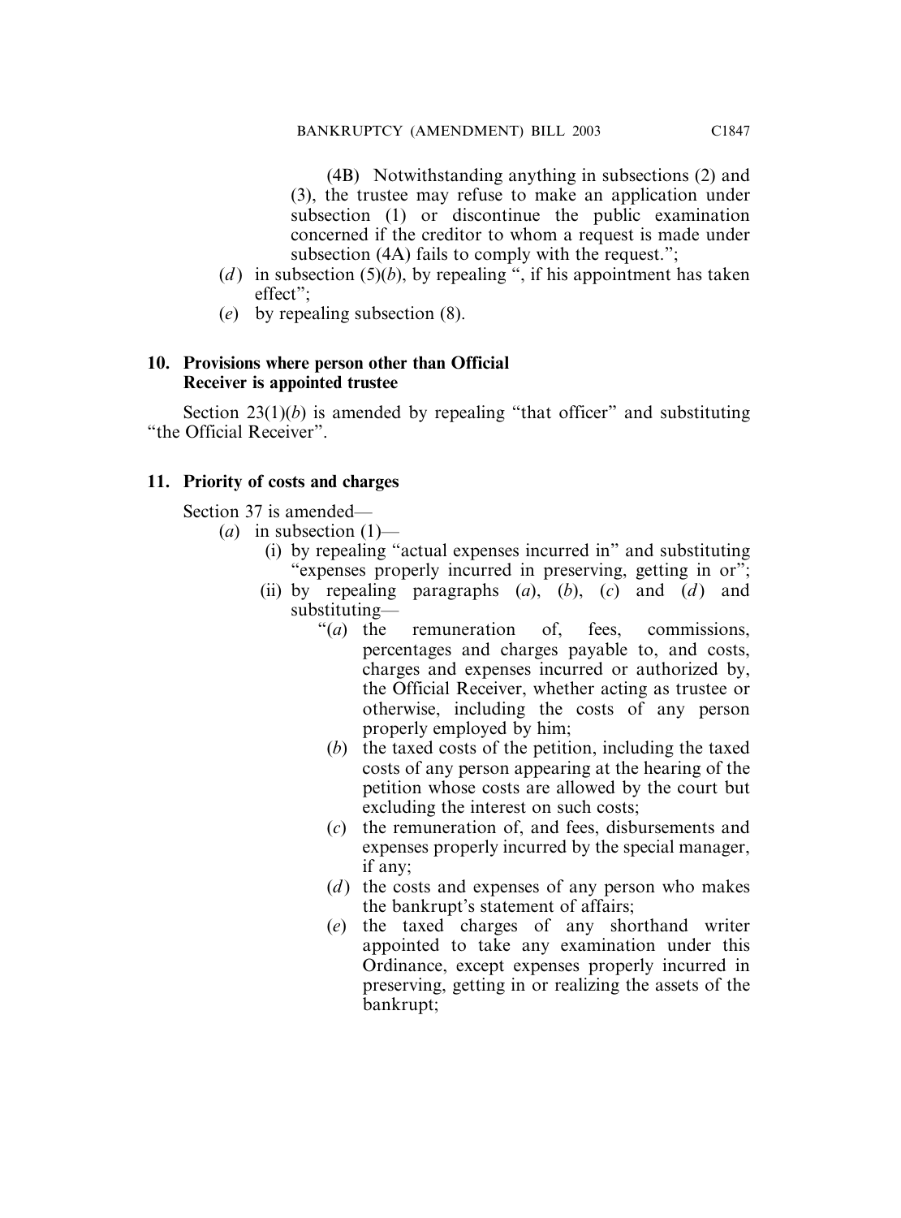(4B) Notwithstanding anything in subsections (2) and (3), the trustee may refuse to make an application under subsection (1) or discontinue the public examination concerned if the creditor to whom a request is made under subsection (4A) fails to comply with the request.";

(*d*) in subsection (5)(*b*), by repealing ", if his appointment has taken effect";

(*e*) by repealing subsection (8).

**10. Provisions where person other than Official Receiver is appointed trustee**

Section 23(1)(*b*) is amended by repealing "that officer" and substituting "the Official Receiver".

**11. Priority of costs and charges**

Section 37 is amended—

(*a*) in subsection (1)—

(i) by repealing "actual expenses incurred in" and substituting "expenses properly incurred in preserving, getting in or";

(ii) by repealing paragraphs (*a*), (*b*), (*c*) and (*d*) and substituting—

"(*a*) the remuneration of, fees, commissions, percentages and charges payable to, and costs, charges and expenses incurred or authorized by, the Official Receiver, whether acting as trustee or otherwise, including the costs of any person properly employed by him;

(*b*) the taxed costs of the petition, including the taxed costs of any person appearing at the hearing of the petition whose costs are allowed by the court but excluding the interest on such costs;

(*c*) the remuneration of, and fees, disbursements and expenses properly incurred by the special manager, if any;

(*d*) the costs and expenses of any person who makes the bankrupt's statement of affairs;

(*e*) the taxed charges of any shorthand writer appointed to take any examination under this Ordinance, except expenses properly incurred in preserving, getting in or realizing the assets of the bankrupt;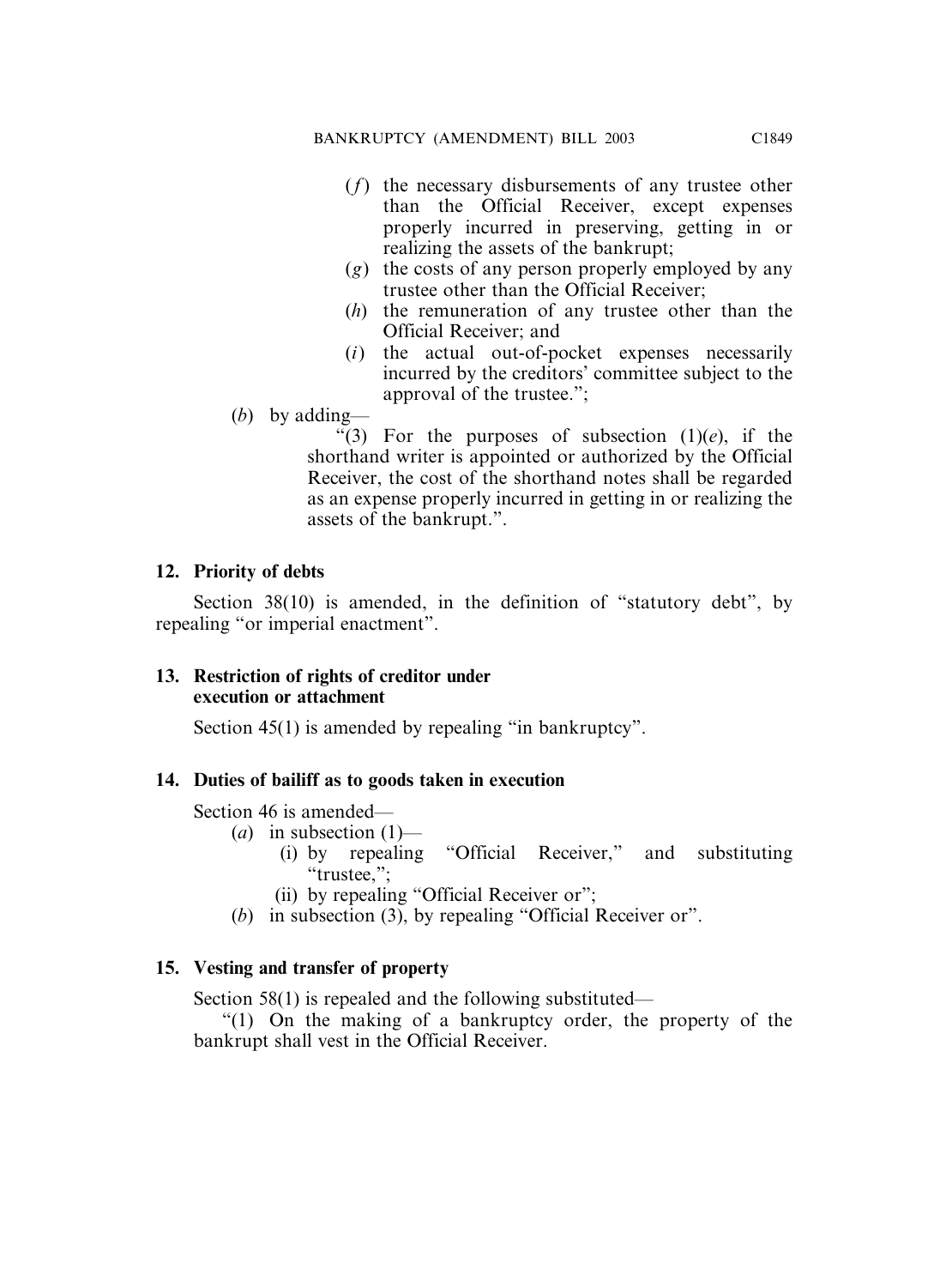(*f*) the necessary disbursements of any trustee other than the Official Receiver, except expenses properly incurred in preserving, getting in or realizing the assets of the bankrupt;

(*g*) the costs of any person properly employed by any trustee other than the Official Receiver;

(*h*) the remuneration of any trustee other than the Official Receiver; and

(*i*) the actual out-of-pocket expenses necessarily incurred by the creditors' committee subject to the approval of the trustee.";

(*b*) by adding—

"(3) For the purposes of subsection (1)(*e*), if the shorthand writer is appointed or authorized by the Official Receiver, the cost of the shorthand notes shall be regarded as an expense properly incurred in getting in or realizing the assets of the bankrupt.".

**12. Priority of debts**

Section 38(10) is amended, in the definition of "statutory debt", by repealing "or imperial enactment".

**13. Restriction of rights of creditor under execution or attachment**

Section 45(1) is amended by repealing "in bankruptcy".

**14. Duties of bailiff as to goods taken in execution**

Section 46 is amended—

(*a*) in subsection (1)—

(i) by repealing "Official Receiver," and substituting "trustee,";

(ii) by repealing "Official Receiver or";

(*b*) in subsection (3), by repealing "Official Receiver or".

**15. Vesting and transfer of property**

Section 58(1) is repealed and the following substituted—

"(1) On the making of a bankruptcy order, the property of the bankrupt shall vest in the Official Receiver.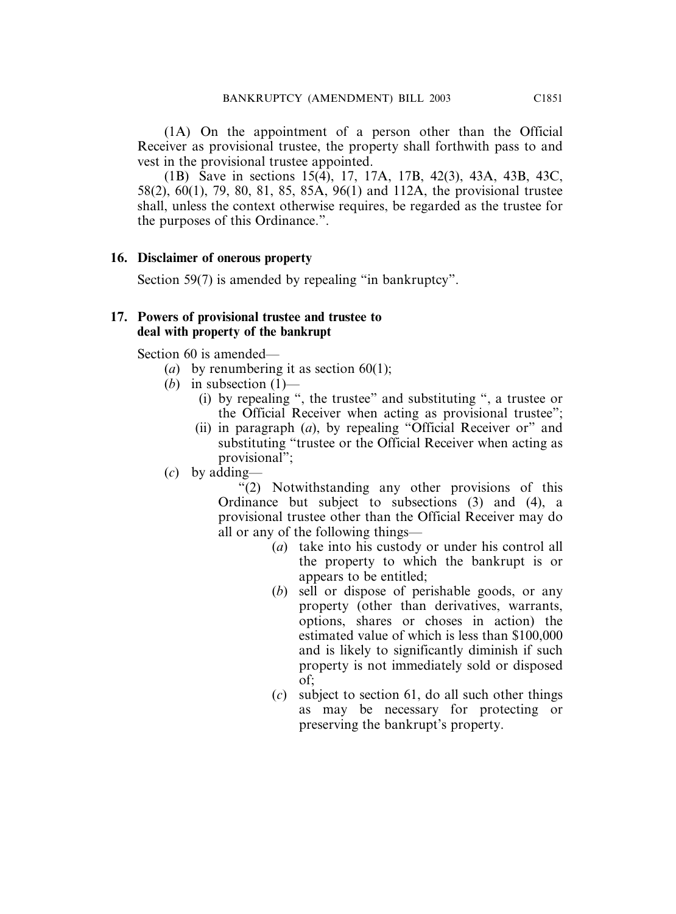(1A) On the appointment of a person other than the Official Receiver as provisional trustee, the property shall forthwith pass to and vest in the provisional trustee appointed.

(1B) Save in sections 15(4), 17, 17A, 17B, 42(3), 43A, 43B, 43C, 58(2), 60(1), 79, 80, 81, 85, 85A, 96(1) and 112A, the provisional trustee shall, unless the context otherwise requires, be regarded as the trustee for the purposes of this Ordinance.".

**16. Disclaimer of onerous property**

Section 59(7) is amended by repealing "in bankruptcy".

**17. Powers of provisional trustee and trustee to deal with property of the bankrupt**

Section 60 is amended—

- (*a*) by renumbering it as section 60(1);
- (*b*) in subsection (1)—
  - (i) by repealing ", the trustee" and substituting ", a trustee or the Official Receiver when acting as provisional trustee";
  - (ii) in paragraph (*a*), by repealing "Official Receiver or" and substituting "trustee or the Official Receiver when acting as provisional";
- (*c*) by adding—

"(2) Notwithstanding any other provisions of this Ordinance but subject to subsections (3) and (4), a provisional trustee other than the Official Receiver may do all or any of the following things—

- (*a*) take into his custody or under his control all the property to which the bankrupt is or appears to be entitled;
- (*b*) sell or dispose of perishable goods, or any property (other than derivatives, warrants, options, shares or choses in action) the estimated value of which is less than $100,000 and is likely to significantly diminish if such property is not immediately sold or disposed of;
- (*c*) subject to section 61, do all such other things as may be necessary for protecting or preserving the bankrupt's property.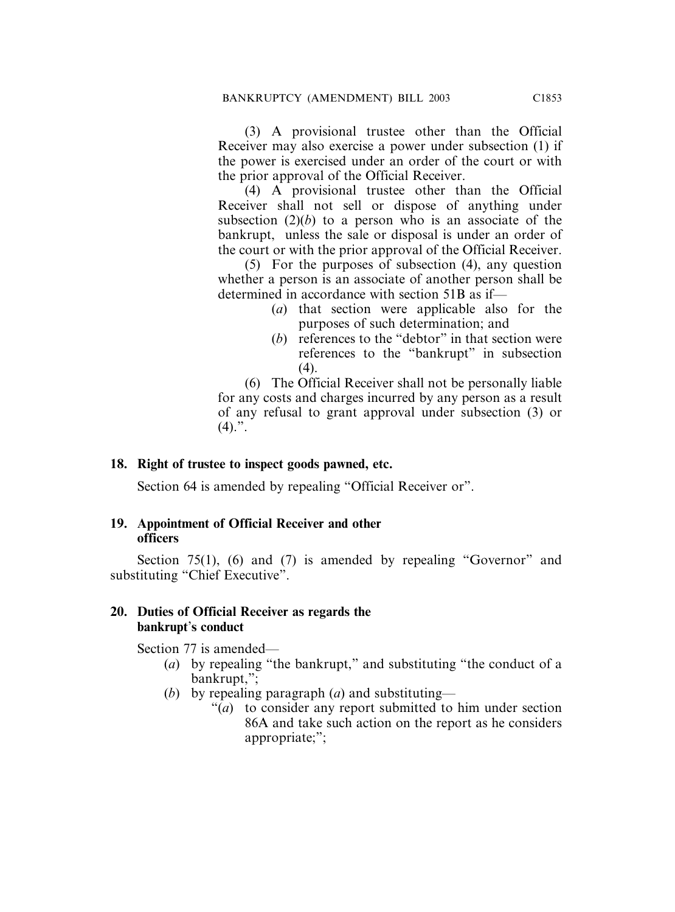(3) A provisional trustee other than the Official Receiver may also exercise a power under subsection (1) if the power is exercised under an order of the court or with the prior approval of the Official Receiver.

(4) A provisional trustee other than the Official Receiver shall not sell or dispose of anything under subsection (2)(*b*) to a person who is an associate of the bankrupt, unless the sale or disposal is under an order of the court or with the prior approval of the Official Receiver.

(5) For the purposes of subsection (4), any question whether a person is an associate of another person shall be determined in accordance with section 51B as if—

(*a*) that section were applicable also for the purposes of such determination; and

(*b*) references to the "debtor" in that section were references to the "bankrupt" in subsection (4).

(6) The Official Receiver shall not be personally liable for any costs and charges incurred by any person as a result of any refusal to grant approval under subsection (3) or (4).".

**18. Right of trustee to inspect goods pawned, etc.**

Section 64 is amended by repealing "Official Receiver or".

**19. Appointment of Official Receiver and other officers**

Section 75(1), (6) and (7) is amended by repealing "Governor" and substituting "Chief Executive".

**20. Duties of Official Receiver as regards the bankrupt's conduct**

Section 77 is amended—

(*a*) by repealing "the bankrupt," and substituting "the conduct of a bankrupt,";

(*b*) by repealing paragraph (*a*) and substituting—

"(*a*) to consider any report submitted to him under section 86A and take such action on the report as he considers appropriate;";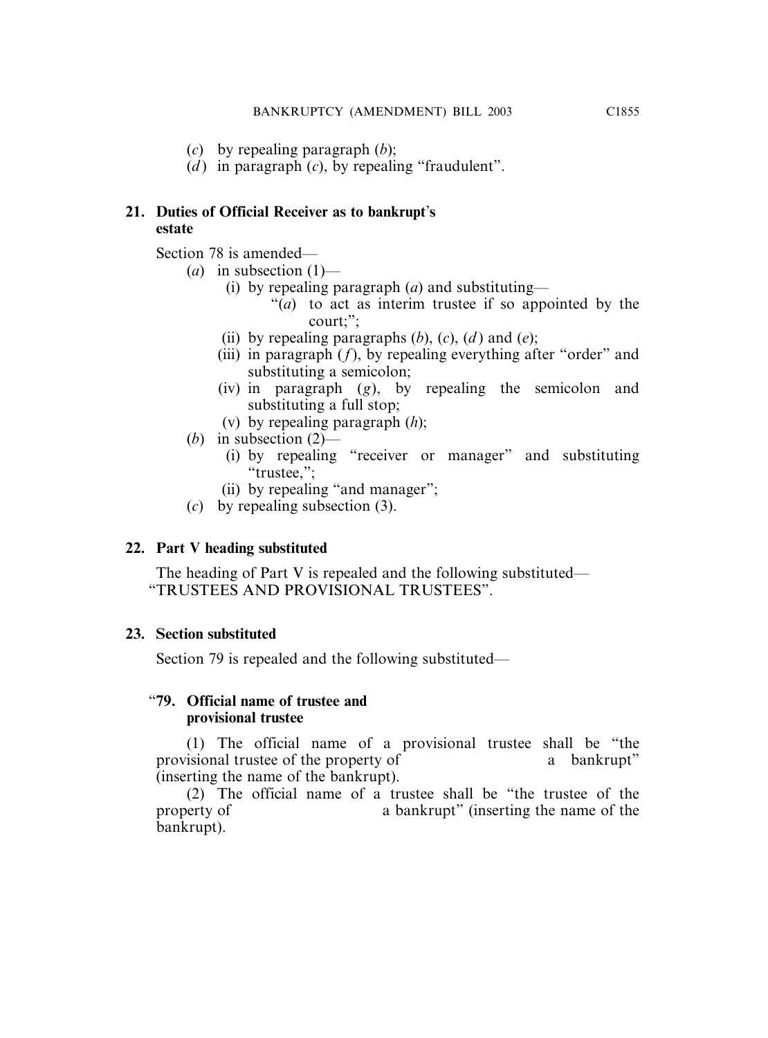(*c*) by repealing paragraph (*b*);

(*d*) in paragraph (*c*), by repealing "fraudulent".

**21. Duties of Official Receiver as to bankrupt's estate**

Section 78 is amended—

(*a*) in subsection (1)—

(i) by repealing paragraph (*a*) and substituting—

"(*a*) to act as interim trustee if so appointed by the court;";

(ii) by repealing paragraphs (*b*), (*c*), (*d*) and (*e*);

(iii) in paragraph (*f*), by repealing everything after "order" and substituting a semicolon;

(iv) in paragraph (*g*), by repealing the semicolon and substituting a full stop;

(v) by repealing paragraph (*h*);

(*b*) in subsection (2)—

(i) by repealing "receiver or manager" and substituting "trustee,";

(ii) by repealing "and manager";

(*c*) by repealing subsection (3).

**22. Part V heading substituted**

The heading of Part V is repealed and the following substituted—
"TRUSTEES AND PROVISIONAL TRUSTEES".

**23. Section substituted**

Section 79 is repealed and the following substituted—

"**79. Official name of trustee and provisional trustee**

(1) The official name of a provisional trustee shall be "the provisional trustee of the property of a bankrupt" (inserting the name of the bankrupt).

(2) The official name of a trustee shall be "the trustee of the property of a bankrupt" (inserting the name of the bankrupt).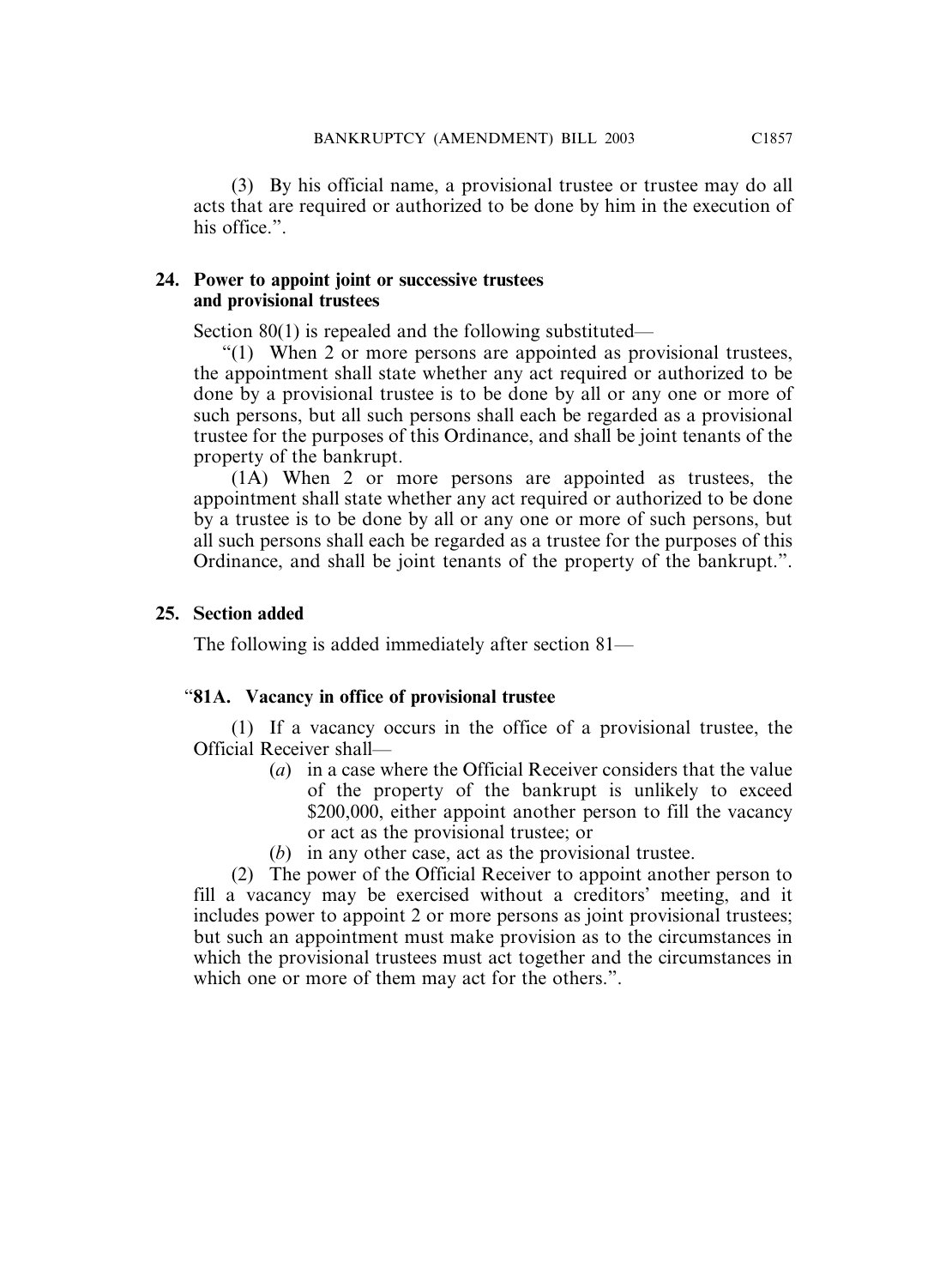(3) By his official name, a provisional trustee or trustee may do all acts that are required or authorized to be done by him in the execution of his office.".

**24. Power to appoint joint or successive trustees and provisional trustees**

Section 80(1) is repealed and the following substituted—

"(1) When 2 or more persons are appointed as provisional trustees, the appointment shall state whether any act required or authorized to be done by a provisional trustee is to be done by all or any one or more of such persons, but all such persons shall each be regarded as a provisional trustee for the purposes of this Ordinance, and shall be joint tenants of the property of the bankrupt.

(1A) When 2 or more persons are appointed as trustees, the appointment shall state whether any act required or authorized to be done by a trustee is to be done by all or any one or more of such persons, but all such persons shall each be regarded as a trustee for the purposes of this Ordinance, and shall be joint tenants of the property of the bankrupt.".

**25. Section added**

The following is added immediately after section 81—

"**81A. Vacancy in office of provisional trustee**

(1) If a vacancy occurs in the office of a provisional trustee, the Official Receiver shall—

- (*a*) in a case where the Official Receiver considers that the value of the property of the bankrupt is unlikely to exceed $200,000, either appoint another person to fill the vacancy or act as the provisional trustee; or
- (*b*) in any other case, act as the provisional trustee.

(2) The power of the Official Receiver to appoint another person to fill a vacancy may be exercised without a creditors' meeting, and it includes power to appoint 2 or more persons as joint provisional trustees; but such an appointment must make provision as to the circumstances in which the provisional trustees must act together and the circumstances in which one or more of them may act for the others.".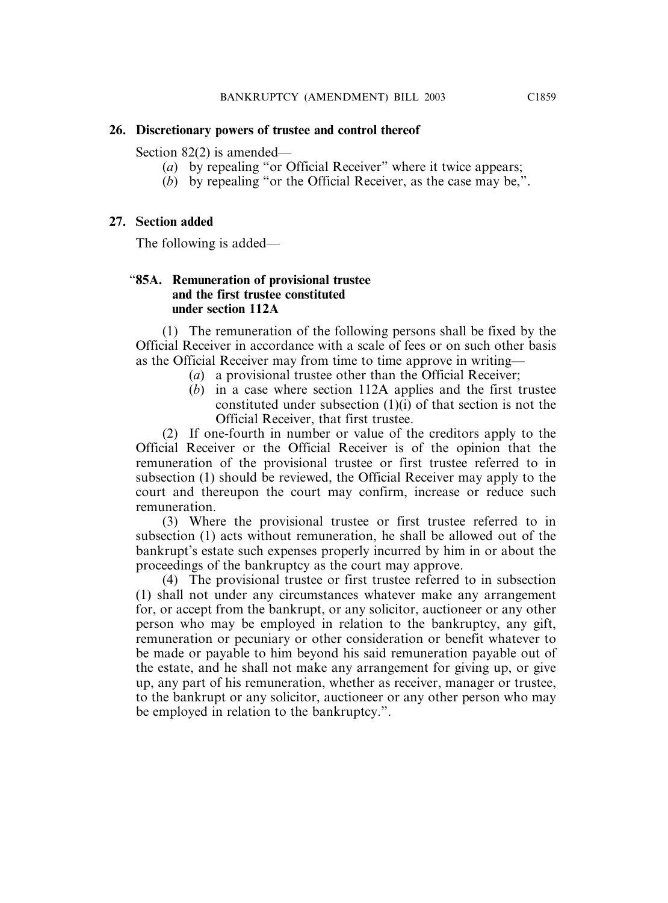**26. Discretionary powers of trustee and control thereof**

Section 82(2) is amended—

(*a*) by repealing "or Official Receiver" where it twice appears;

(*b*) by repealing "or the Official Receiver, as the case may be,".

**27. Section added**

The following is added—

"**85A. Remuneration of provisional trustee and the first trustee constituted under section 112A**

(1) The remuneration of the following persons shall be fixed by the Official Receiver in accordance with a scale of fees or on such other basis as the Official Receiver may from time to time approve in writing—

(*a*) a provisional trustee other than the Official Receiver;

(*b*) in a case where section 112A applies and the first trustee constituted under subsection (1)(i) of that section is not the Official Receiver, that first trustee.

(2) If one-fourth in number or value of the creditors apply to the Official Receiver or the Official Receiver is of the opinion that the remuneration of the provisional trustee or first trustee referred to in subsection (1) should be reviewed, the Official Receiver may apply to the court and thereupon the court may confirm, increase or reduce such remuneration.

(3) Where the provisional trustee or first trustee referred to in subsection (1) acts without remuneration, he shall be allowed out of the bankrupt's estate such expenses properly incurred by him in or about the proceedings of the bankruptcy as the court may approve.

(4) The provisional trustee or first trustee referred to in subsection (1) shall not under any circumstances whatever make any arrangement for, or accept from the bankrupt, or any solicitor, auctioneer or any other person who may be employed in relation to the bankruptcy, any gift, remuneration or pecuniary or other consideration or benefit whatever to be made or payable to him beyond his said remuneration payable out of the estate, and he shall not make any arrangement for giving up, or give up, any part of his remuneration, whether as receiver, manager or trustee, to the bankrupt or any solicitor, auctioneer or any other person who may be employed in relation to the bankruptcy.".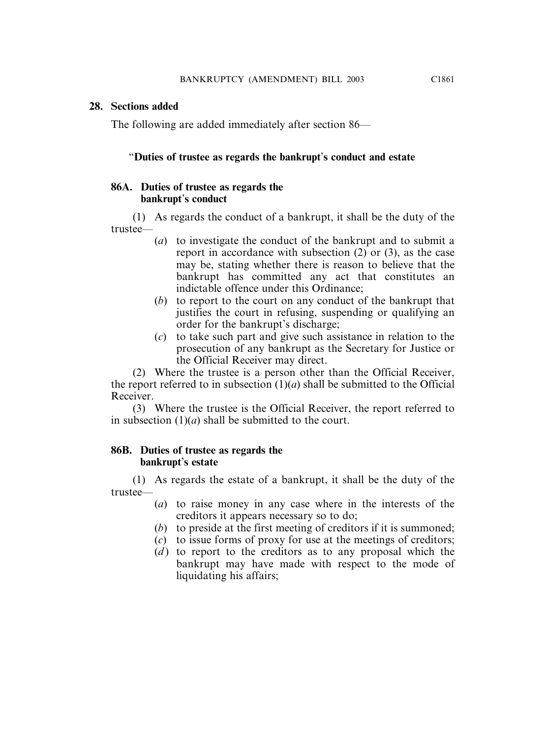## 28. Sections added

The following are added immediately after section 86—

### "Duties of trustee as regards the bankrupt's conduct and estate

#### 86A. Duties of trustee as regards the bankrupt's conduct

(1) As regards the conduct of a bankrupt, it shall be the duty of the trustee—

- (*a*) to investigate the conduct of the bankrupt and to submit a report in accordance with subsection (2) or (3), as the case may be, stating whether there is reason to believe that the bankrupt has committed any act that constitutes an indictable offence under this Ordinance;
- (*b*) to report to the court on any conduct of the bankrupt that justifies the court in refusing, suspending or qualifying an order for the bankrupt's discharge;
- (*c*) to take such part and give such assistance in relation to the prosecution of any bankrupt as the Secretary for Justice or the Official Receiver may direct.

(2) Where the trustee is a person other than the Official Receiver, the report referred to in subsection (1)(*a*) shall be submitted to the Official Receiver.

(3) Where the trustee is the Official Receiver, the report referred to in subsection (1)(*a*) shall be submitted to the court.

#### 86B. Duties of trustee as regards the bankrupt's estate

(1) As regards the estate of a bankrupt, it shall be the duty of the trustee—

- (*a*) to raise money in any case where in the interests of the creditors it appears necessary so to do;
- (*b*) to preside at the first meeting of creditors if it is summoned;
- (*c*) to issue forms of proxy for use at the meetings of creditors;
- (*d*) to report to the creditors as to any proposal which the bankrupt may have made with respect to the mode of liquidating his affairs;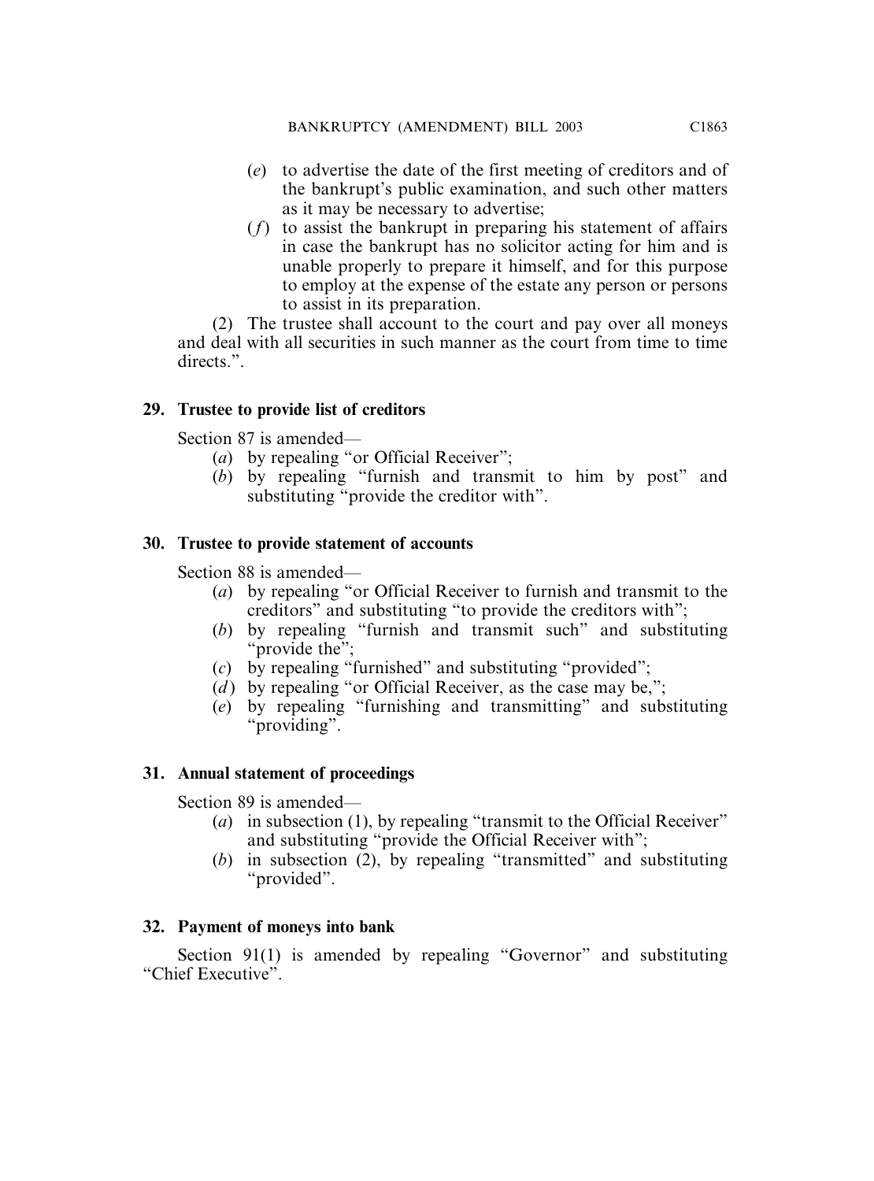(*e*) to advertise the date of the first meeting of creditors and of the bankrupt's public examination, and such other matters as it may be necessary to advertise;

(*f*) to assist the bankrupt in preparing his statement of affairs in case the bankrupt has no solicitor acting for him and is unable properly to prepare it himself, and for this purpose to employ at the expense of the estate any person or persons to assist in its preparation.

(2) The trustee shall account to the court and pay over all moneys and deal with all securities in such manner as the court from time to time directs.".

**29. Trustee to provide list of creditors**

Section 87 is amended—

(*a*) by repealing "or Official Receiver";

(*b*) by repealing "furnish and transmit to him by post" and substituting "provide the creditor with".

**30. Trustee to provide statement of accounts**

Section 88 is amended—

(*a*) by repealing "or Official Receiver to furnish and transmit to the creditors" and substituting "to provide the creditors with";

(*b*) by repealing "furnish and transmit such" and substituting "provide the";

(*c*) by repealing "furnished" and substituting "provided";

(*d*) by repealing "or Official Receiver, as the case may be,";

(*e*) by repealing "furnishing and transmitting" and substituting "providing".

**31. Annual statement of proceedings**

Section 89 is amended—

(*a*) in subsection (1), by repealing "transmit to the Official Receiver" and substituting "provide the Official Receiver with";

(*b*) in subsection (2), by repealing "transmitted" and substituting "provided".

**32. Payment of moneys into bank**

Section 91(1) is amended by repealing "Governor" and substituting "Chief Executive".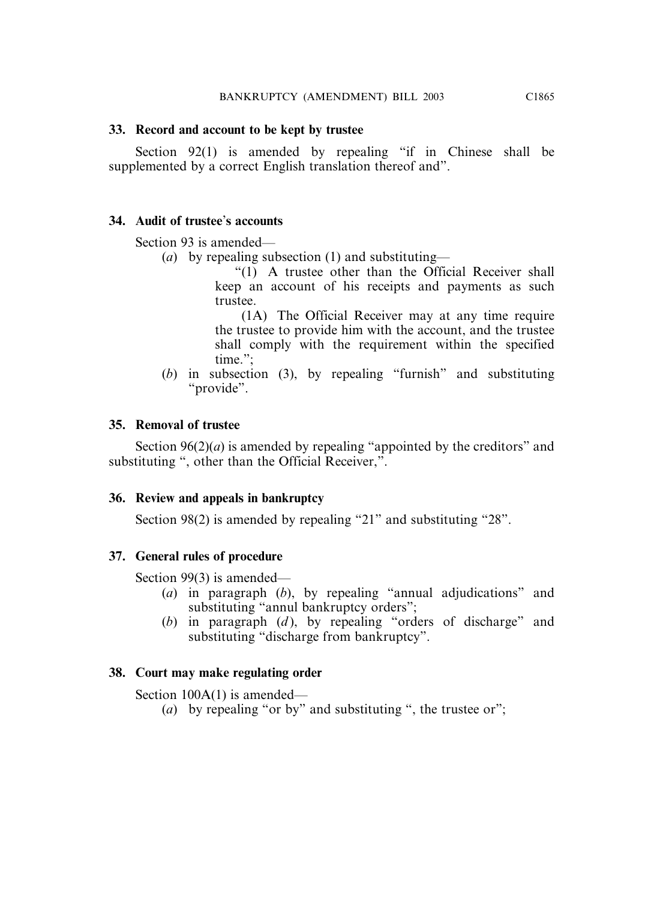**33. Record and account to be kept by trustee**

Section 92(1) is amended by repealing "if in Chinese shall be supplemented by a correct English translation thereof and".

**34. Audit of trustee's accounts**

Section 93 is amended—

(*a*) by repealing subsection (1) and substituting—

"(1) A trustee other than the Official Receiver shall keep an account of his receipts and payments as such trustee.

(1A) The Official Receiver may at any time require the trustee to provide him with the account, and the trustee shall comply with the requirement within the specified time.";

(*b*) in subsection (3), by repealing "furnish" and substituting "provide".

**35. Removal of trustee**

Section 96(2)(*a*) is amended by repealing "appointed by the creditors" and substituting ", other than the Official Receiver,".

**36. Review and appeals in bankruptcy**

Section 98(2) is amended by repealing "21" and substituting "28".

**37. General rules of procedure**

Section 99(3) is amended—

(*a*) in paragraph (*b*), by repealing "annual adjudications" and substituting "annul bankruptcy orders";

(*b*) in paragraph (*d*), by repealing "orders of discharge" and substituting "discharge from bankruptcy".

**38. Court may make regulating order**

Section 100A(1) is amended—

(*a*) by repealing "or by" and substituting ", the trustee or";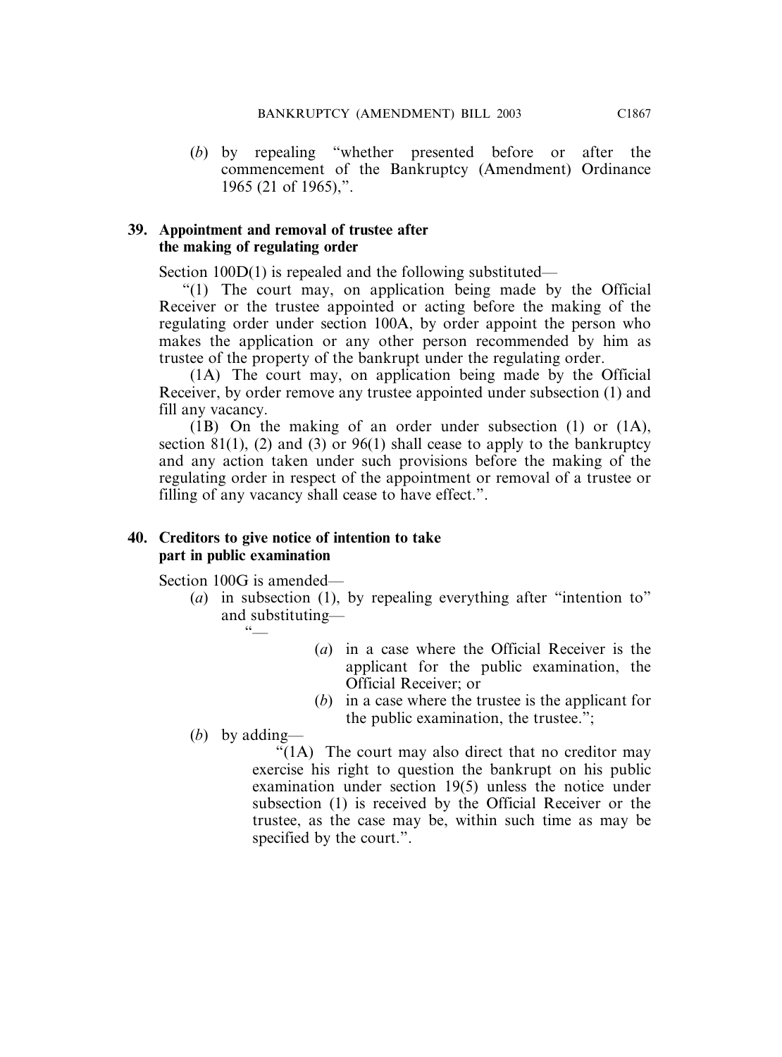(*b*) by repealing "whether presented before or after the commencement of the Bankruptcy (Amendment) Ordinance 1965 (21 of 1965),".

**39. Appointment and removal of trustee after the making of regulating order**

Section 100D(1) is repealed and the following substituted—

"(1) The court may, on application being made by the Official Receiver or the trustee appointed or acting before the making of the regulating order under section 100A, by order appoint the person who makes the application or any other person recommended by him as trustee of the property of the bankrupt under the regulating order.

(1A) The court may, on application being made by the Official Receiver, by order remove any trustee appointed under subsection (1) and fill any vacancy.

(1B) On the making of an order under subsection (1) or (1A), section 81(1), (2) and (3) or 96(1) shall cease to apply to the bankruptcy and any action taken under such provisions before the making of the regulating order in respect of the appointment or removal of a trustee or filling of any vacancy shall cease to have effect.".

**40. Creditors to give notice of intention to take part in public examination**

Section 100G is amended—

(*a*) in subsection (1), by repealing everything after "intention to" and substituting—

"—

(*a*) in a case where the Official Receiver is the applicant for the public examination, the Official Receiver; or

(*b*) in a case where the trustee is the applicant for the public examination, the trustee.";

(*b*) by adding—

"(1A) The court may also direct that no creditor may exercise his right to question the bankrupt on his public examination under section 19(5) unless the notice under subsection (1) is received by the Official Receiver or the trustee, as the case may be, within such time as may be specified by the court.".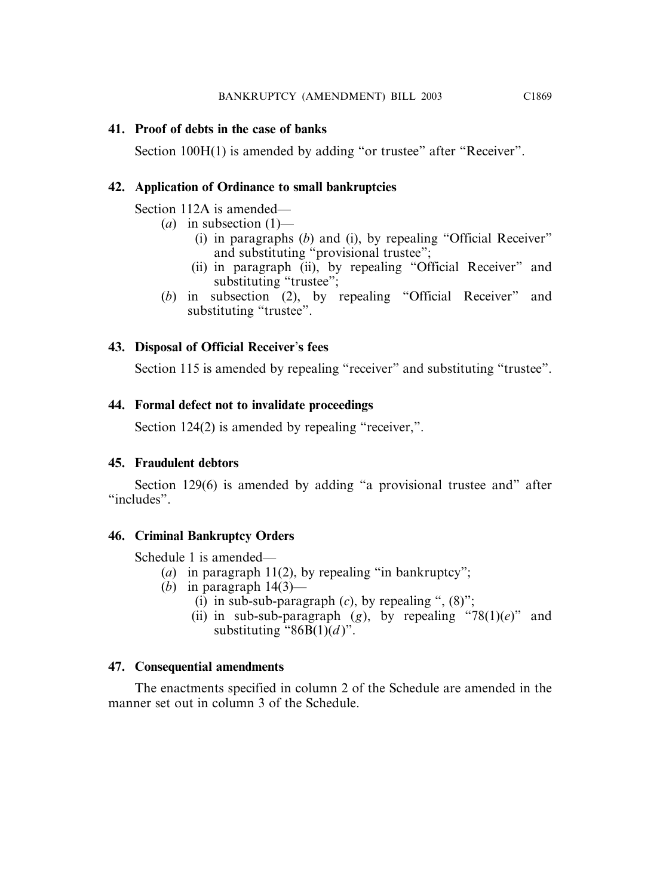**41. Proof of debts in the case of banks**

Section 100H(1) is amended by adding "or trustee" after "Receiver".

**42. Application of Ordinance to small bankruptcies**

Section 112A is amended—

- (*a*) in subsection (1)—
  - (i) in paragraphs (*b*) and (i), by repealing "Official Receiver" and substituting "provisional trustee";
  - (ii) in paragraph (ii), by repealing "Official Receiver" and substituting "trustee";
- (*b*) in subsection (2), by repealing "Official Receiver" and substituting "trustee".

**43. Disposal of Official Receiver's fees**

Section 115 is amended by repealing "receiver" and substituting "trustee".

**44. Formal defect not to invalidate proceedings**

Section 124(2) is amended by repealing "receiver,".

**45. Fraudulent debtors**

Section 129(6) is amended by adding "a provisional trustee and" after "includes".

**46. Criminal Bankruptcy Orders**

Schedule 1 is amended—

- (*a*) in paragraph 11(2), by repealing "in bankruptcy";
- (*b*) in paragraph 14(3)—
  - (i) in sub-sub-paragraph (*c*), by repealing ", (8)";
  - (ii) in sub-sub-paragraph (*g*), by repealing "78(1)(*e*)" and substituting "86B(1)(*d*)".

**47. Consequential amendments**

The enactments specified in column 2 of the Schedule are amended in the manner set out in column 3 of the Schedule.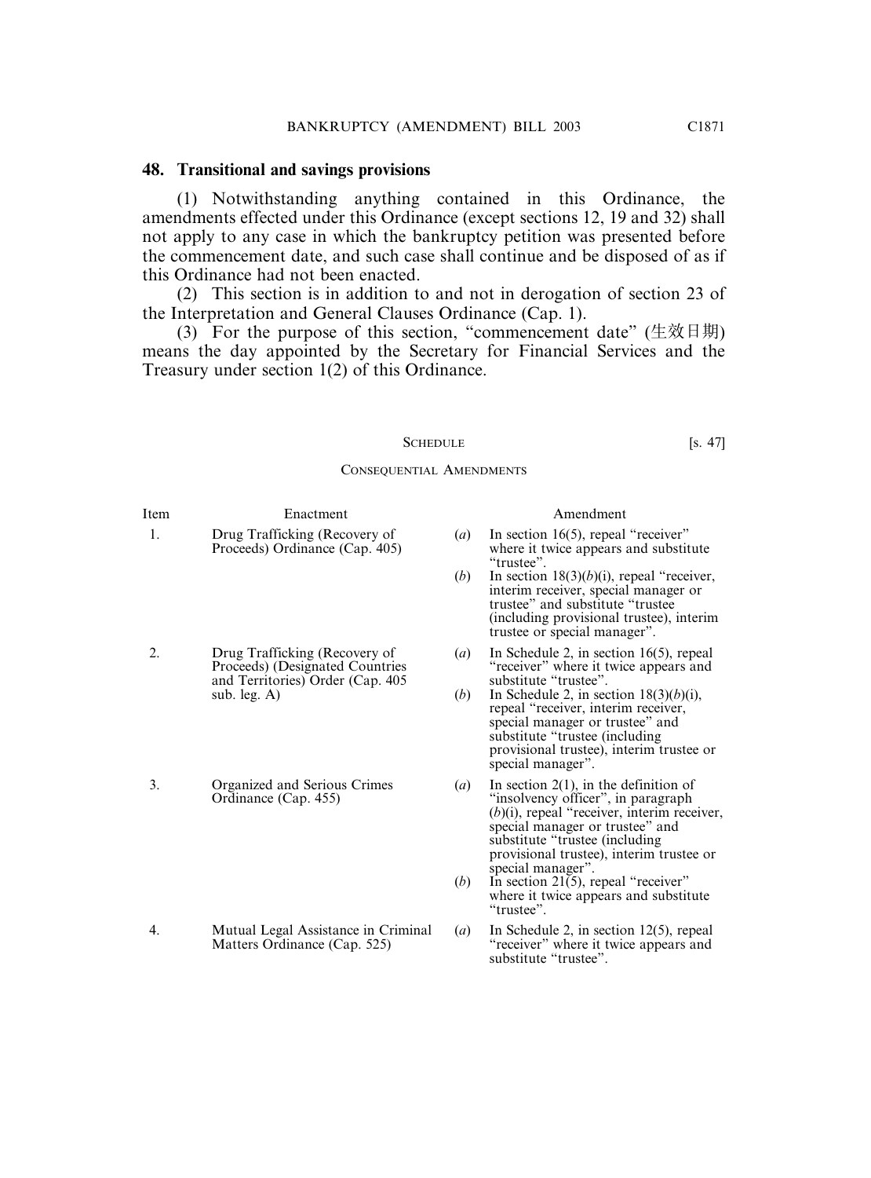## 48. Transitional and savings provisions

(1) Notwithstanding anything contained in this Ordinance, the amendments effected under this Ordinance (except sections 12, 19 and 32) shall not apply to any case in which the bankruptcy petition was presented before the commencement date, and such case shall continue and be disposed of as if this Ordinance had not been enacted.

(2) This section is in addition to and not in derogation of section 23 of the Interpretation and General Clauses Ordinance (Cap. 1).

(3) For the purpose of this section, "commencement date" (生效日期) means the day appointed by the Secretary for Financial Services and the Treasury under section 1(2) of this Ordinance.

SCHEDULE [s. 47]

CONSEQUENTIAL AMENDMENTS

| Item | Enactment | Amendment |
|---|---|---|
| 1. | Drug Trafficking (Recovery of Proceeds) Ordinance (Cap. 405) | (*a*) In section 16(5), repeal "receiver" where it twice appears and substitute "trustee".<br>(*b*) In section 18(3)(*b*)(i), repeal "receiver, interim receiver, special manager or trustee" and substitute "trustee (including provisional trustee), interim trustee or special manager". |
| 2. | Drug Trafficking (Recovery of Proceeds) (Designated Countries and Territories) Order (Cap. 405 sub. leg. A) | (*a*) In Schedule 2, in section 16(5), repeal "receiver" where it twice appears and substitute "trustee".<br>(*b*) In Schedule 2, in section 18(3)(*b*)(i), repeal "receiver, interim receiver, special manager or trustee" and substitute "trustee (including provisional trustee), interim trustee or special manager". |
| 3. | Organized and Serious Crimes Ordinance (Cap. 455) | (*a*) In section 2(1), in the definition of "insolvency officer", in paragraph (*b*)(i), repeal "receiver, interim receiver, special manager or trustee" and substitute "trustee (including provisional trustee), interim trustee or special manager".<br>(*b*) In section 21(5), repeal "receiver" where it twice appears and substitute "trustee". |
| 4. | Mutual Legal Assistance in Criminal Matters Ordinance (Cap. 525) | (*a*) In Schedule 2, in section 12(5), repeal "receiver" where it twice appears and substitute "trustee". |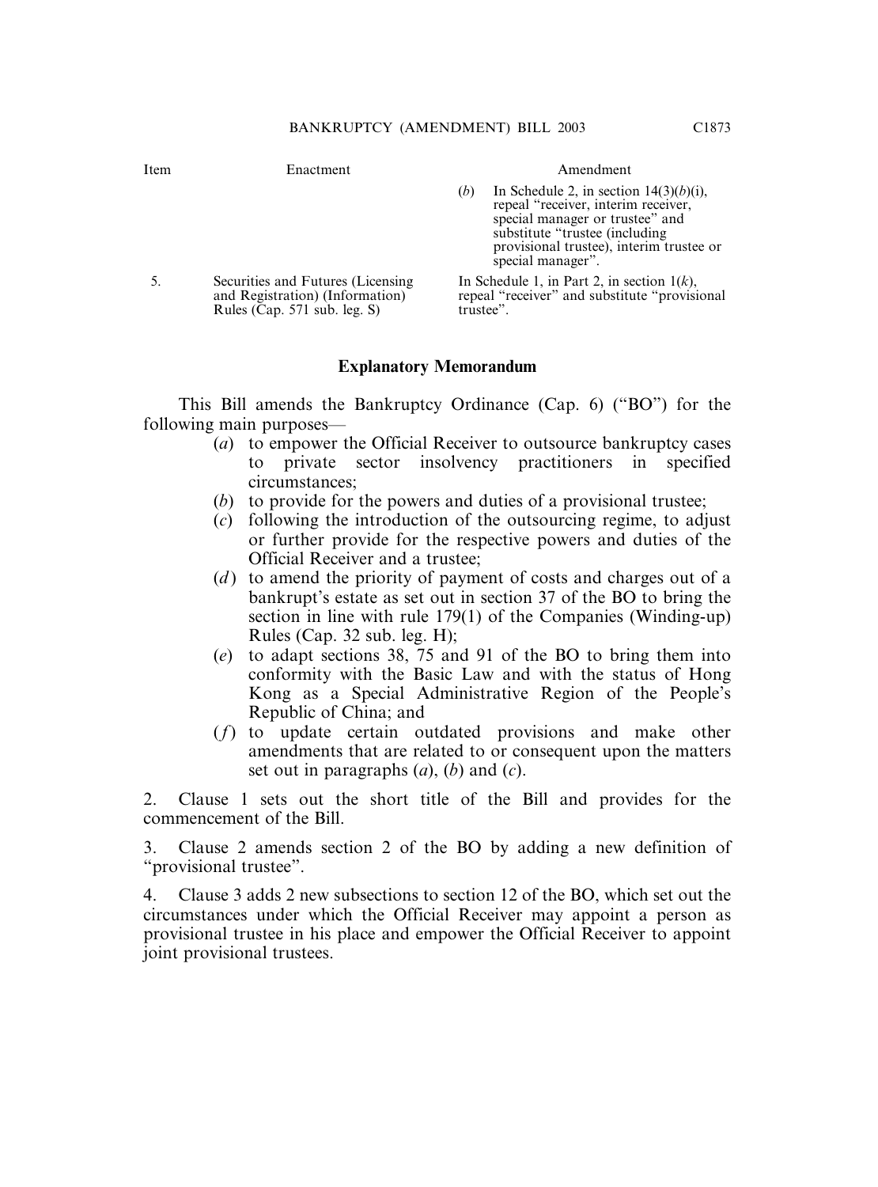| Item | Enactment | Amendment |
|---|---|---|
| | | (*b*) In Schedule 2, in section 14(3)(*b*)(i), repeal "receiver, interim receiver, special manager or trustee" and substitute "trustee (including provisional trustee), interim trustee or special manager". |
| 5. | Securities and Futures (Licensing and Registration) (Information) Rules (Cap. 571 sub. leg. S) | In Schedule 1, in Part 2, in section 1(*k*), repeal "receiver" and substitute "provisional trustee". |

## Explanatory Memorandum

This Bill amends the Bankruptcy Ordinance (Cap. 6) ("BO") for the following main purposes—

(*a*) to empower the Official Receiver to outsource bankruptcy cases to private sector insolvency practitioners in specified circumstances;

(*b*) to provide for the powers and duties of a provisional trustee;

(*c*) following the introduction of the outsourcing regime, to adjust or further provide for the respective powers and duties of the Official Receiver and a trustee;

(*d*) to amend the priority of payment of costs and charges out of a bankrupt's estate as set out in section 37 of the BO to bring the section in line with rule 179(1) of the Companies (Winding-up) Rules (Cap. 32 sub. leg. H);

(*e*) to adapt sections 38, 75 and 91 of the BO to bring them into conformity with the Basic Law and with the status of Hong Kong as a Special Administrative Region of the People's Republic of China; and

(*f*) to update certain outdated provisions and make other amendments that are related to or consequent upon the matters set out in paragraphs (*a*), (*b*) and (*c*).

2. Clause 1 sets out the short title of the Bill and provides for the commencement of the Bill.

3. Clause 2 amends section 2 of the BO by adding a new definition of "provisional trustee".

4. Clause 3 adds 2 new subsections to section 12 of the BO, which set out the circumstances under which the Official Receiver may appoint a person as provisional trustee in his place and empower the Official Receiver to appoint joint provisional trustees.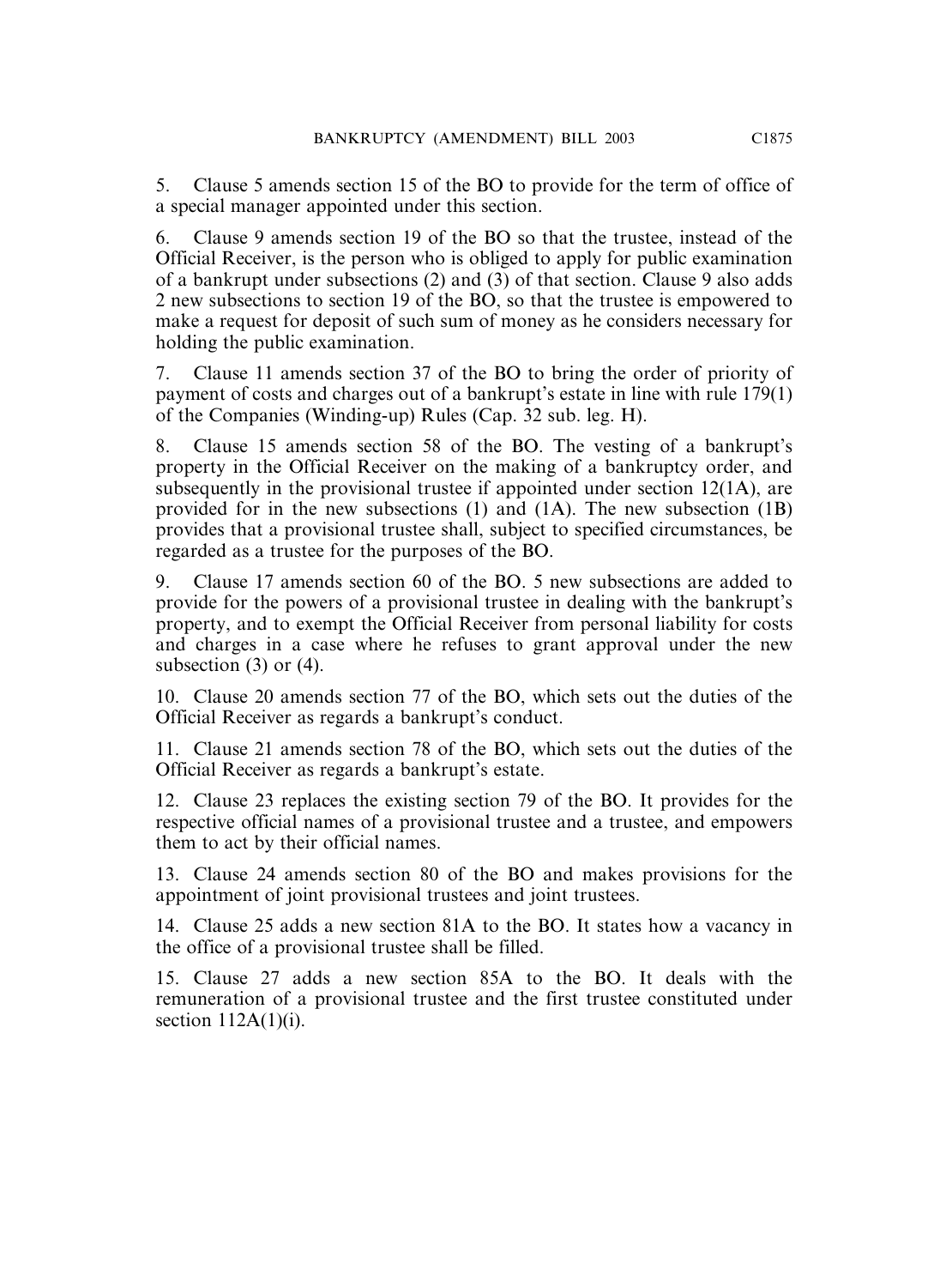5. Clause 5 amends section 15 of the BO to provide for the term of office of a special manager appointed under this section.

6. Clause 9 amends section 19 of the BO so that the trustee, instead of the Official Receiver, is the person who is obliged to apply for public examination of a bankrupt under subsections (2) and (3) of that section. Clause 9 also adds 2 new subsections to section 19 of the BO, so that the trustee is empowered to make a request for deposit of such sum of money as he considers necessary for holding the public examination.

7. Clause 11 amends section 37 of the BO to bring the order of priority of payment of costs and charges out of a bankrupt's estate in line with rule 179(1) of the Companies (Winding-up) Rules (Cap. 32 sub. leg. H).

8. Clause 15 amends section 58 of the BO. The vesting of a bankrupt's property in the Official Receiver on the making of a bankruptcy order, and subsequently in the provisional trustee if appointed under section 12(1A), are provided for in the new subsections (1) and (1A). The new subsection (1B) provides that a provisional trustee shall, subject to specified circumstances, be regarded as a trustee for the purposes of the BO.

9. Clause 17 amends section 60 of the BO. 5 new subsections are added to provide for the powers of a provisional trustee in dealing with the bankrupt's property, and to exempt the Official Receiver from personal liability for costs and charges in a case where he refuses to grant approval under the new subsection (3) or (4).

10. Clause 20 amends section 77 of the BO, which sets out the duties of the Official Receiver as regards a bankrupt's conduct.

11. Clause 21 amends section 78 of the BO, which sets out the duties of the Official Receiver as regards a bankrupt's estate.

12. Clause 23 replaces the existing section 79 of the BO. It provides for the respective official names of a provisional trustee and a trustee, and empowers them to act by their official names.

13. Clause 24 amends section 80 of the BO and makes provisions for the appointment of joint provisional trustees and joint trustees.

14. Clause 25 adds a new section 81A to the BO. It states how a vacancy in the office of a provisional trustee shall be filled.

15. Clause 27 adds a new section 85A to the BO. It deals with the remuneration of a provisional trustee and the first trustee constituted under section 112A(1)(i).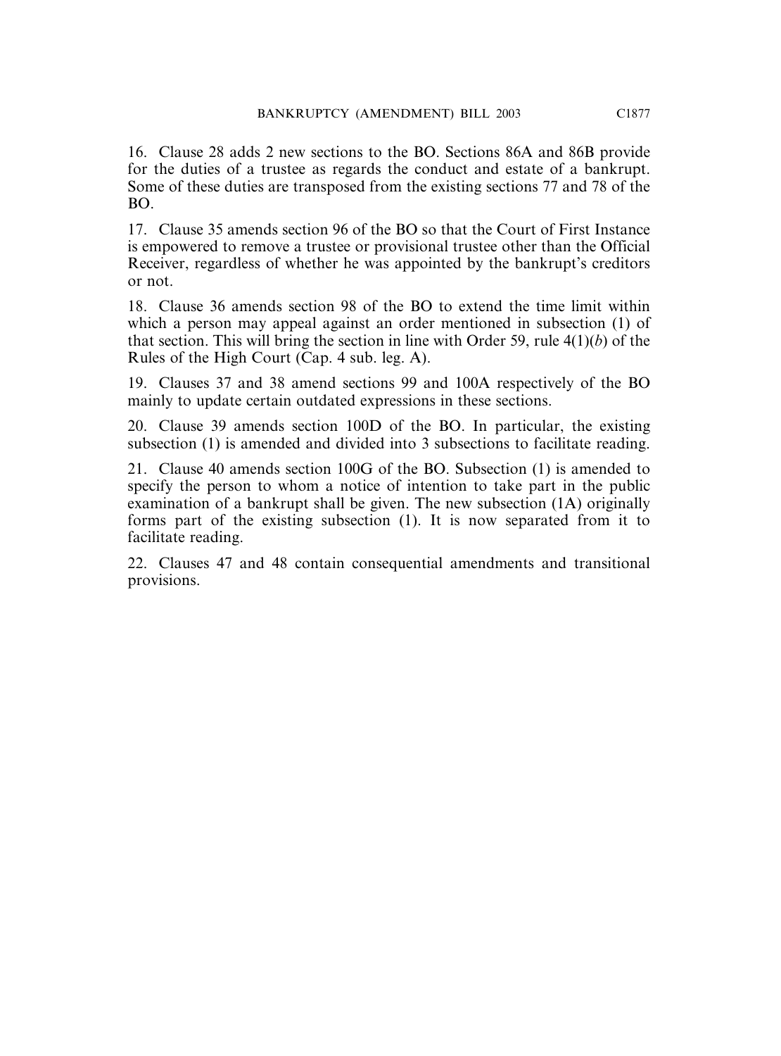16. Clause 28 adds 2 new sections to the BO. Sections 86A and 86B provide for the duties of a trustee as regards the conduct and estate of a bankrupt. Some of these duties are transposed from the existing sections 77 and 78 of the BO.

17. Clause 35 amends section 96 of the BO so that the Court of First Instance is empowered to remove a trustee or provisional trustee other than the Official Receiver, regardless of whether he was appointed by the bankrupt's creditors or not.

18. Clause 36 amends section 98 of the BO to extend the time limit within which a person may appeal against an order mentioned in subsection (1) of that section. This will bring the section in line with Order 59, rule 4(1)(*b*) of the Rules of the High Court (Cap. 4 sub. leg. A).

19. Clauses 37 and 38 amend sections 99 and 100A respectively of the BO mainly to update certain outdated expressions in these sections.

20. Clause 39 amends section 100D of the BO. In particular, the existing subsection (1) is amended and divided into 3 subsections to facilitate reading.

21. Clause 40 amends section 100G of the BO. Subsection (1) is amended to specify the person to whom a notice of intention to take part in the public examination of a bankrupt shall be given. The new subsection (1A) originally forms part of the existing subsection (1). It is now separated from it to facilitate reading.

22. Clauses 47 and 48 contain consequential amendments and transitional provisions.